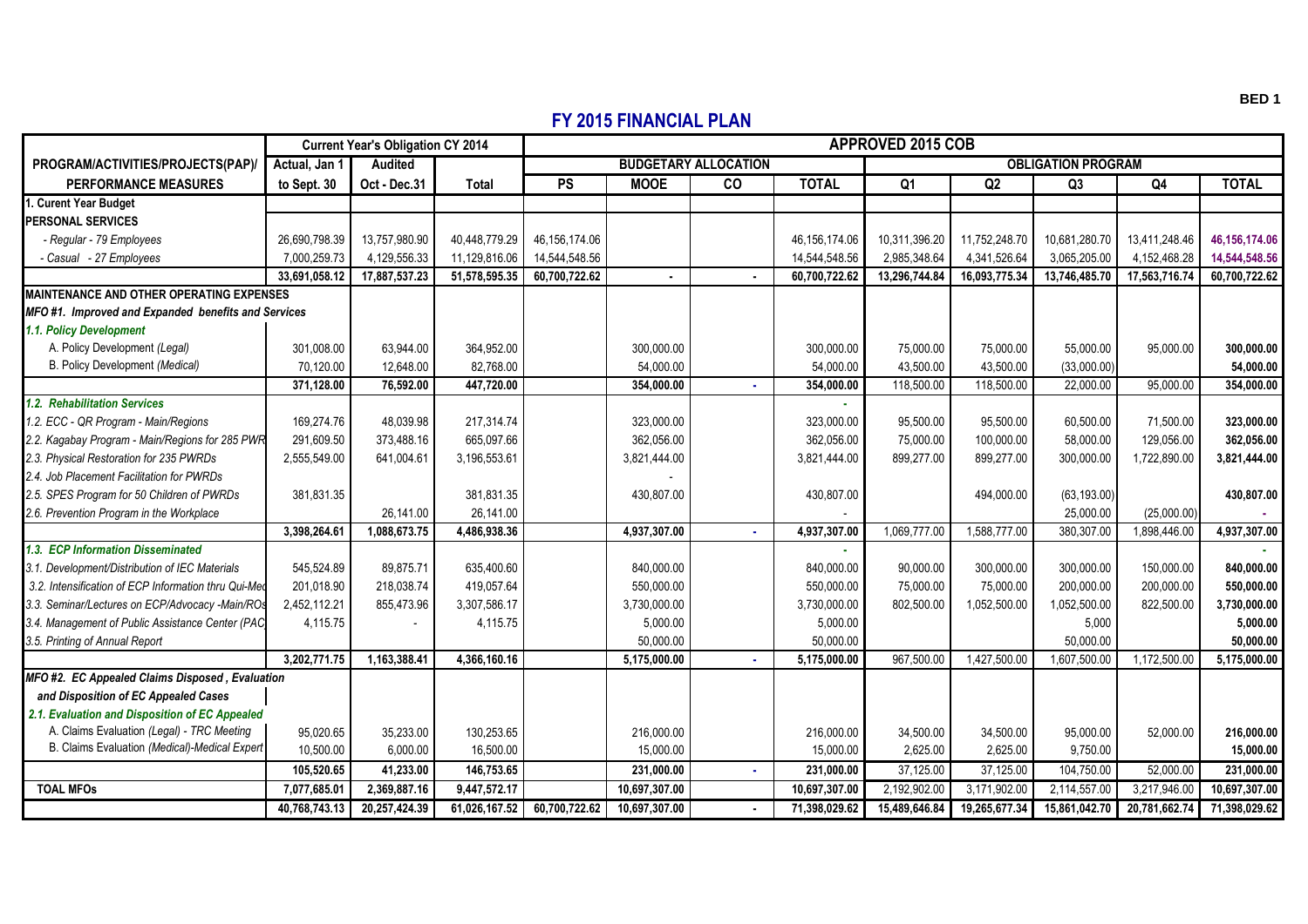BED 1

# FY 2015 FINANCIAL PLAN

| PROGRAM/ACTIVITIES/PROJECTS(PAP)/ PERFORMANCE MEASURES | Current Year's Obligation CY 2014 | | | APPROVED 2015 COB | | | | | | | | |
|---|---|---|---|---|---|---|---|---|---|---|---|---|
| | Actual, Jan 1 to Sept. 30 | Audited Oct - Dec.31 | Total | BUDGETARY ALLOCATION | | | | OBLIGATION PROGRAM | | | | |
| | | | | PS | MOOE | CO | TOTAL | Q1 | Q2 | Q3 | Q4 | TOTAL |
| 1. Curent Year Budget | | | | | | | | | | | | |
| PERSONAL SERVICES | | | | | | | | | | | | |
| - Regular - 79 Employees | 26,690,798.39 | 13,757,980.90 | 40,448,779.29 | 46,156,174.06 | | | 46,156,174.06 | 10,311,396.20 | 11,752,248.70 | 10,681,280.70 | 13,411,248.46 | 46,156,174.06 |
| - Casual - 27 Employees | 7,000,259.73 | 4,129,556.33 | 11,129,816.06 | 14,544,548.56 | | | 14,544,548.56 | 2,985,348.64 | 4,341,526.64 | 3,065,205.00 | 4,152,468.28 | 14,544,548.56 |
| | 33,691,058.12 | 17,887,537.23 | 51,578,595.35 | 60,700,722.62 | - | - | 60,700,722.62 | 13,296,744.84 | 16,093,775.34 | 13,746,485.70 | 17,563,716.74 | 60,700,722.62 |
| MAINTENANCE AND OTHER OPERATING EXPENSES | | | | | | | | | | | | |
| MFO #1. Improved and Expanded benefits and Services | | | | | | | | | | | | |
| 1.1. Policy Development | | | | | | | | | | | | |
| A. Policy Development (Legal) | 301,008.00 | 63,944.00 | 364,952.00 | | 300,000.00 | | 300,000.00 | 75,000.00 | 75,000.00 | 55,000.00 | 95,000.00 | 300,000.00 |
| B. Policy Development (Medical) | 70,120.00 | 12,648.00 | 82,768.00 | | 54,000.00 | | 54,000.00 | 43,500.00 | 43,500.00 | (33,000.00) | | 54,000.00 |
| | 371,128.00 | 76,592.00 | 447,720.00 | | 354,000.00 | - | 354,000.00 | 118,500.00 | 118,500.00 | 22,000.00 | 95,000.00 | 354,000.00 |
| 1.2. Rehabilitation Services | | | | | | | - | | | | | |
| 1.2. ECC - QR Program - Main/Regions | 169,274.76 | 48,039.98 | 217,314.74 | | 323,000.00 | | 323,000.00 | 95,500.00 | 95,500.00 | 60,500.00 | 71,500.00 | 323,000.00 |
| 2.2. Kagabay Program - Main/Regions for 285 PWR | 291,609.50 | 373,488.16 | 665,097.66 | | 362,056.00 | | 362,056.00 | 75,000.00 | 100,000.00 | 58,000.00 | 129,056.00 | 362,056.00 |
| 2.3. Physical Restoration for 235 PWRDs | 2,555,549.00 | 641,004.61 | 3,196,553.61 | | 3,821,444.00 | | 3,821,444.00 | 899,277.00 | 899,277.00 | 300,000.00 | 1,722,890.00 | 3,821,444.00 |
| 2.4. Job Placement Facilitation for PWRDs | | | | | - | | | | | | | |
| 2.5. SPES Program for 50 Children of PWRDs | 381,831.35 | | 381,831.35 | | 430,807.00 | | 430,807.00 | | 494,000.00 | (63,193.00) | | 430,807.00 |
| 2.6. Prevention Program in the Workplace | | 26,141.00 | 26,141.00 | | | | - | | | 25,000.00 | (25,000.00) | - |
| | 3,398,264.61 | 1,088,673.75 | 4,486,938.36 | | 4,937,307.00 | - | 4,937,307.00 | 1,069,777.00 | 1,588,777.00 | 380,307.00 | 1,898,446.00 | 4,937,307.00 |
| 1.3. ECP Information Disseminated | | | | | | | - | | | | | - |
| 3.1. Development/Distribution of IEC Materials | 545,524.89 | 89,875.71 | 635,400.60 | | 840,000.00 | | 840,000.00 | 90,000.00 | 300,000.00 | 300,000.00 | 150,000.00 | 840,000.00 |
| 3.2. Intensification of ECP Information thru Qui-Med | 201,018.90 | 218,038.74 | 419,057.64 | | 550,000.00 | | 550,000.00 | 75,000.00 | 75,000.00 | 200,000.00 | 200,000.00 | 550,000.00 |
| 3.3. Seminar/Lectures on ECP/Advocacy -Main/ROs | 2,452,112.21 | 855,473.96 | 3,307,586.17 | | 3,730,000.00 | | 3,730,000.00 | 802,500.00 | 1,052,500.00 | 1,052,500.00 | 822,500.00 | 3,730,000.00 |
| 3.4. Management of Public Assistance Center (PAC) | 4,115.75 | - | 4,115.75 | | 5,000.00 | | 5,000.00 | | | 5,000 | | 5,000.00 |
| 3.5. Printing of Annual Report | | | | | 50,000.00 | | 50,000.00 | | | 50,000.00 | | 50,000.00 |
| | 3,202,771.75 | 1,163,388.41 | 4,366,160.16 | | 5,175,000.00 | - | 5,175,000.00 | 967,500.00 | 1,427,500.00 | 1,607,500.00 | 1,172,500.00 | 5,175,000.00 |
| MFO #2. EC Appealed Claims Disposed , Evaluation and Disposition of EC Appealed Cases | | | | | | | | | | | | |
| 2.1. Evaluation and Disposition of EC Appealed | | | | | | | | | | | | |
| A. Claims Evaluation (Legal) - TRC Meeting | 95,020.65 | 35,233.00 | 130,253.65 | | 216,000.00 | | 216,000.00 | 34,500.00 | 34,500.00 | 95,000.00 | 52,000.00 | 216,000.00 |
| B. Claims Evaluation (Medical)-Medical Expert | 10,500.00 | 6,000.00 | 16,500.00 | | 15,000.00 | | 15,000.00 | 2,625.00 | 2,625.00 | 9,750.00 | | 15,000.00 |
| | 105,520.65 | 41,233.00 | 146,753.65 | | 231,000.00 | - | 231,000.00 | 37,125.00 | 37,125.00 | 104,750.00 | 52,000.00 | 231,000.00 |
| TOAL MFOs | 7,077,685.01 | 2,369,887.16 | 9,447,572.17 | | 10,697,307.00 | | 10,697,307.00 | 2,192,902.00 | 3,171,902.00 | 2,114,557.00 | 3,217,946.00 | 10,697,307.00 |
| | 40,768,743.13 | 20,257,424.39 | 61,026,167.52 | 60,700,722.62 | 10,697,307.00 | - | 71,398,029.62 | 15,489,646.84 | 19,265,677.34 | 15,861,042.70 | 20,781,662.74 | 71,398,029.62 |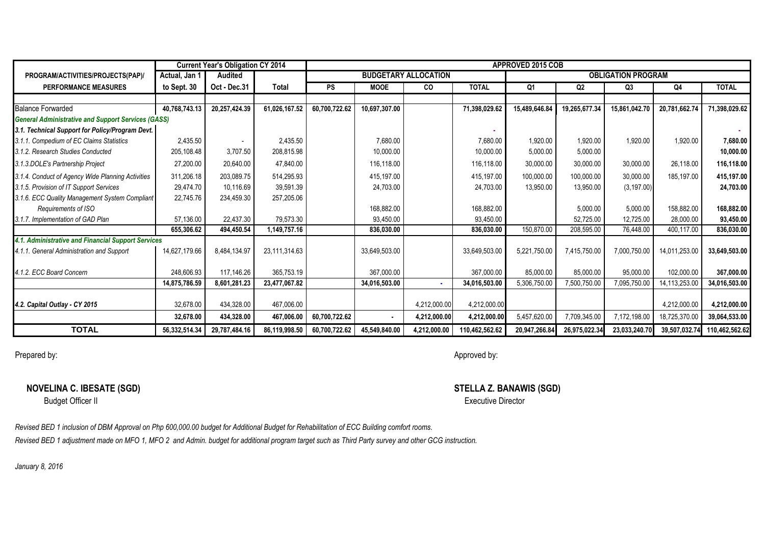| PROGRAM/ACTIVITIES/PROJECTS(PAP)/ PERFORMANCE MEASURES | Current Year's Obligation CY 2014 | | | APPROVED 2015 COB | | | | | | | | |
|---|---|---|---|---|---|---|---|---|---|---|---|---|
| | Actual, Jan 1 to Sept. 30 | Audited Oct - Dec.31 | Total | BUDGETARY ALLOCATION | | | | OBLIGATION PROGRAM | | | | |
| | | | | PS | MOOE | CO | TOTAL | Q1 | Q2 | Q3 | Q4 | TOTAL |
| Balance Forwarded | 40,768,743.13 | 20,257,424.39 | 61,026,167.52 | 60,700,722.62 | 10,697,307.00 | | 71,398,029.62 | 15,489,646.84 | 19,265,677.34 | 15,861,042.70 | 20,781,662.74 | 71,398,029.62 |
| ***General Administrative and Support Services (GASS)*** | | | | | | | | | | | | |
| ***3.1. Technical Support for Policy/Program Devt.*** | | | | | | | - | | | | | - |
| *3.1.1. Compedium of EC Claims Statistics* | 2,435.50 | - | 2,435.50 | | 7,680.00 | | 7,680.00 | 1,920.00 | 1,920.00 | 1,920.00 | 1,920.00 | **7,680.00** |
| *3.1.2. Research Studies Conducted* | 205,108.48 | 3,707.50 | 208,815.98 | | 10,000.00 | | 10,000.00 | 5,000.00 | 5,000.00 | | | **10,000.00** |
| *3.1.3.DOLE's Partnership Project* | 27,200.00 | 20,640.00 | 47,840.00 | | 116,118.00 | | 116,118.00 | 30,000.00 | 30,000.00 | 30,000.00 | 26,118.00 | **116,118.00** |
| *3.1.4. Conduct of Agency Wide Planning Activities* | 311,206.18 | 203,089.75 | 514,295.93 | | 415,197.00 | | 415,197.00 | 100,000.00 | 100,000.00 | 30,000.00 | 185,197.00 | **415,197.00** |
| *3.1.5. Provision of IT Support Services* | 29,474.70 | 10,116.69 | 39,591.39 | | 24,703.00 | | 24,703.00 | 13,950.00 | 13,950.00 | (3,197.00) | | **24,703.00** |
| *3.1.6. ECC Quality Management System Compliant* | 22,745.76 | 234,459.30 | 257,205.06 | | | | | | | | | |
| *Requirements of ISO* | | | | | 168,882.00 | | 168,882.00 | | 5,000.00 | 5,000.00 | 158,882.00 | **168,882.00** |
| *3.1.7. Implementation of GAD Plan* | 57,136.00 | 22,437.30 | 79,573.30 | | 93,450.00 | | 93,450.00 | | 52,725.00 | 12,725.00 | 28,000.00 | **93,450.00** |
| | **655,306.62** | **494,450.54** | **1,149,757.16** | | **836,030.00** | | **836,030.00** | 150,870.00 | 208,595.00 | 76,448.00 | 400,117.00 | **836,030.00** |
| ***4.1. Administrative and Financial Support Services*** | | | | | | | | | | | | |
| *4.1.1. General Administration and Support* | 14,627,179.66 | 8,484,134.97 | 23,111,314.63 | | 33,649,503.00 | | 33,649,503.00 | 5,221,750.00 | 7,415,750.00 | 7,000,750.00 | 14,011,253.00 | **33,649,503.00** |
| *4.1.2. ECC Board Concern* | 248,606.93 | 117,146.26 | 365,753.19 | | 367,000.00 | | 367,000.00 | 85,000.00 | 85,000.00 | 95,000.00 | 102,000.00 | **367,000.00** |
| | **14,875,786.59** | **8,601,281.23** | **23,477,067.82** | | **34,016,503.00** | - | **34,016,503.00** | 5,306,750.00 | 7,500,750.00 | 7,095,750.00 | 14,113,253.00 | **34,016,503.00** |
| ***4.2. Capital Outlay - CY 2015*** | 32,678.00 | 434,328.00 | 467,006.00 | | | 4,212,000.00 | 4,212,000.00 | | | | 4,212,000.00 | **4,212,000.00** |
| | **32,678.00** | **434,328.00** | **467,006.00** | **60,700,722.62** | - | **4,212,000.00** | **4,212,000.00** | 5,457,620.00 | 7,709,345.00 | 7,172,198.00 | 18,725,370.00 | **39,064,533.00** |
| **TOTAL** | **56,332,514.34** | **29,787,484.16** | **86,119,998.50** | **60,700,722.62** | **45,549,840.00** | **4,212,000.00** | **110,462,562.62** | **20,947,266.84** | **26,975,022.34** | **23,033,240.70** | **39,507,032.74** | **110,462,562.62** |

Prepared by:

**NOVELINA C. IBESATE (SGD)**
Budget Officer II

Approved by:

**STELLA Z. BANAWIS (SGD)**
Executive Director

*Revised BED 1 inclusion of DBM Approval on Php 600,000.00 budget for Additional Budget for Rehabilitation of ECC Building comfort rooms.*

*Revised BED 1 adjustment made on MFO 1, MFO 2 and Admin. budget for additional program target such as Third Party survey and other GCG instruction.*

*January 8, 2016*